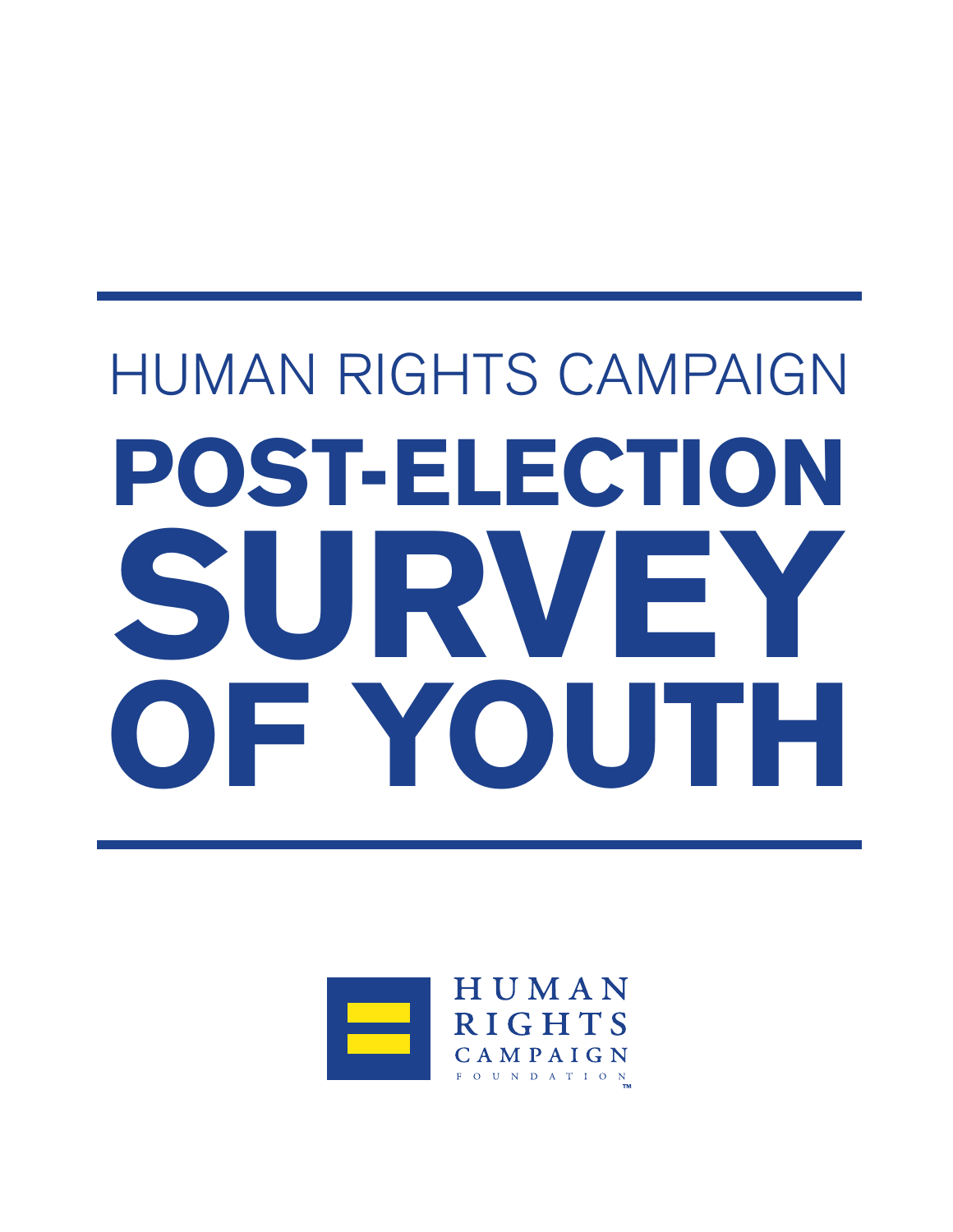HUMAN RIGHTS CAMPAIGN

# POST-ELECTION SURVEY OF YOUTH

HUMAN RIGHTS CAMPAIGN FOUNDATION™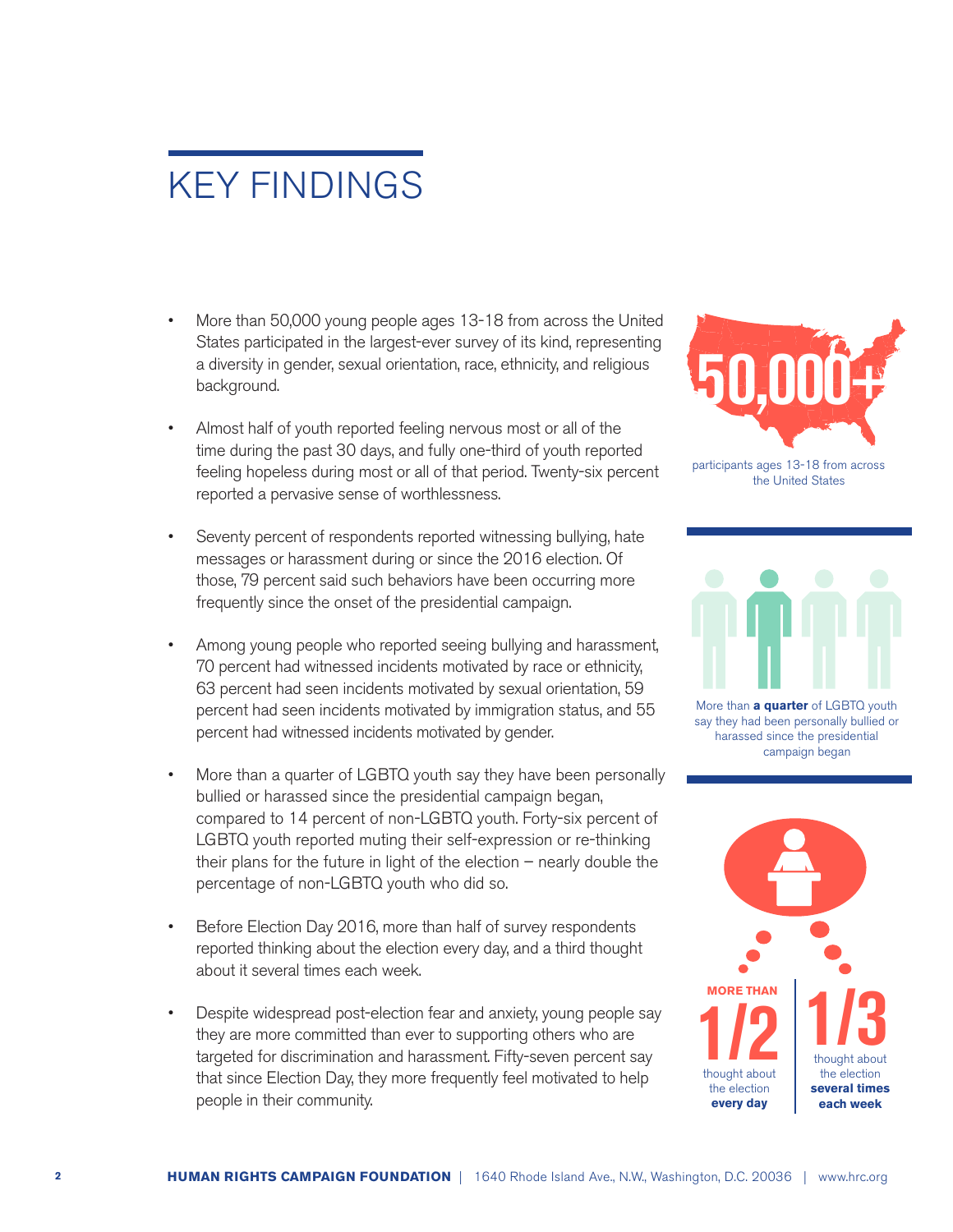# KEY FINDINGS

- More than 50,000 young people ages 13-18 from across the United States participated in the largest-ever survey of its kind, representing a diversity in gender, sexual orientation, race, ethnicity, and religious background.

- Almost half of youth reported feeling nervous most or all of the time during the past 30 days, and fully one-third of youth reported feeling hopeless during most or all of that period. Twenty-six percent reported a pervasive sense of worthlessness.

- Seventy percent of respondents reported witnessing bullying, hate messages or harassment during or since the 2016 election. Of those, 79 percent said such behaviors have been occurring more frequently since the onset of the presidential campaign.

- Among young people who reported seeing bullying and harassment, 70 percent had witnessed incidents motivated by race or ethnicity, 63 percent had seen incidents motivated by sexual orientation, 59 percent had seen incidents motivated by immigration status, and 55 percent had witnessed incidents motivated by gender.

- More than a quarter of LGBTQ youth say they have been personally bullied or harassed since the presidential campaign began, compared to 14 percent of non-LGBTQ youth. Forty-six percent of LGBTQ youth reported muting their self-expression or re-thinking their plans for the future in light of the election – nearly double the percentage of non-LGBTQ youth who did so.

- Before Election Day 2016, more than half of survey respondents reported thinking about the election every day, and a third thought about it several times each week.

- Despite widespread post-election fear and anxiety, young people say they are more committed than ever to supporting others who are targeted for discrimination and harassment. Fifty-seven percent say that since Election Day, they more frequently feel motivated to help people in their community.

**50,000+**

participants ages 13-18 from across the United States

More than **a quarter** of LGBTQ youth say they had been personally bullied or harassed since the presidential campaign began

**MORE THAN 1/2** thought about the election **every day**

**1/3** thought about the election **several times each week**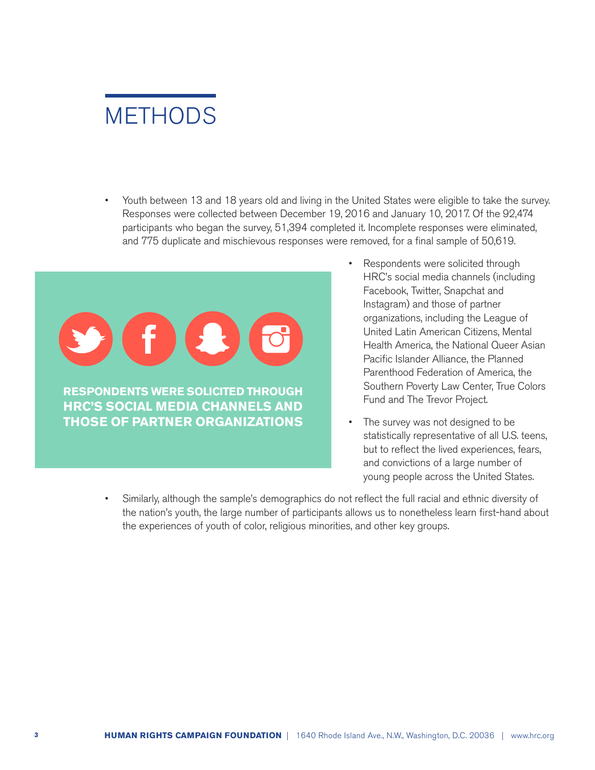# METHODS

- Youth between 13 and 18 years old and living in the United States were eligible to take the survey. Responses were collected between December 19, 2016 and January 10, 2017. Of the 92,474 participants who began the survey, 51,394 completed it. Incomplete responses were eliminated, and 775 duplicate and mischievous responses were removed, for a final sample of 50,619.

**RESPONDENTS WERE SOLICITED THROUGH HRC'S SOCIAL MEDIA CHANNELS AND THOSE OF PARTNER ORGANIZATIONS**

- Respondents were solicited through HRC's social media channels (including Facebook, Twitter, Snapchat and Instagram) and those of partner organizations, including the League of United Latin American Citizens, Mental Health America, the National Queer Asian Pacific Islander Alliance, the Planned Parenthood Federation of America, the Southern Poverty Law Center, True Colors Fund and The Trevor Project.
- The survey was not designed to be statistically representative of all U.S. teens, but to reflect the lived experiences, fears, and convictions of a large number of young people across the United States.
- Similarly, although the sample's demographics do not reflect the full racial and ethnic diversity of the nation's youth, the large number of participants allows us to nonetheless learn first-hand about the experiences of youth of color, religious minorities, and other key groups.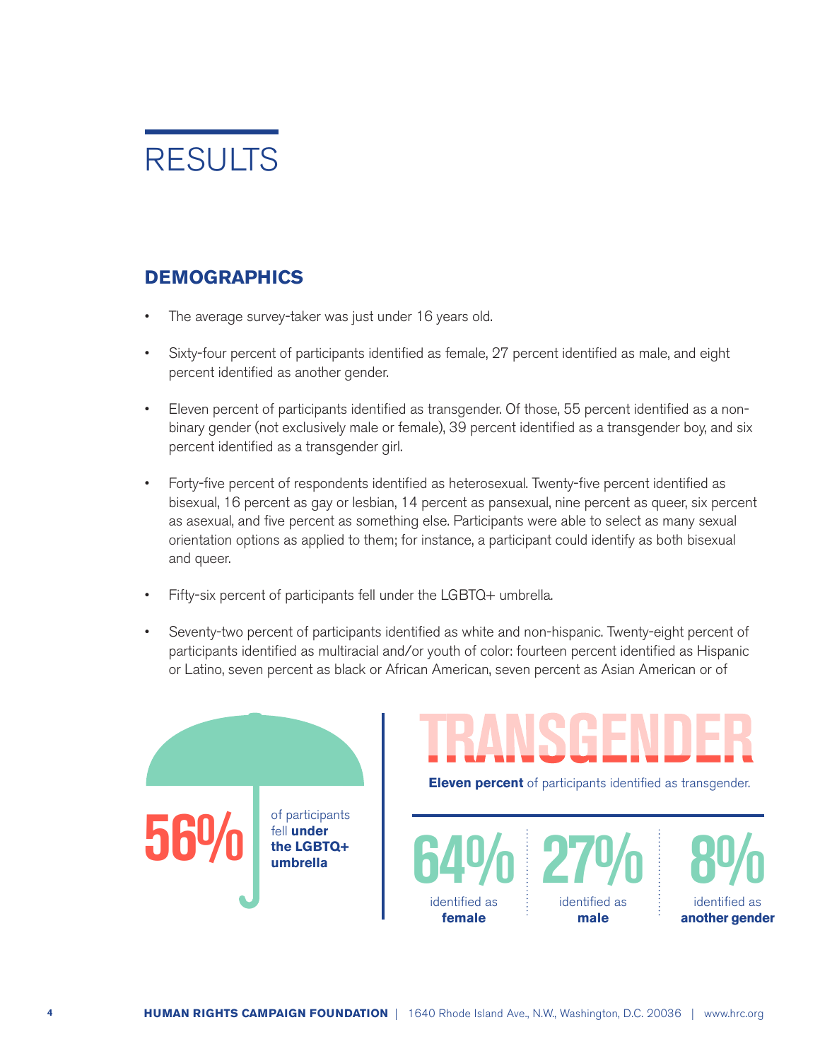# RESULTS

## DEMOGRAPHICS

- The average survey-taker was just under 16 years old.
- Sixty-four percent of participants identified as female, 27 percent identified as male, and eight percent identified as another gender.
- Eleven percent of participants identified as transgender. Of those, 55 percent identified as a non-binary gender (not exclusively male or female), 39 percent identified as a transgender boy, and six percent identified as a transgender girl.
- Forty-five percent of respondents identified as heterosexual. Twenty-five percent identified as bisexual, 16 percent as gay or lesbian, 14 percent as pansexual, nine percent as queer, six percent as asexual, and five percent as something else. Participants were able to select as many sexual orientation options as applied to them; for instance, a participant could identify as both bisexual and queer.
- Fifty-six percent of participants fell under the LGBTQ+ umbrella.
- Seventy-two percent of participants identified as white and non-hispanic. Twenty-eight percent of participants identified as multiracial and/or youth of color: fourteen percent identified as Hispanic or Latino, seven percent as black or African American, seven percent as Asian American or of

**56%** of participants fell **under the LGBTQ+ umbrella**

**TRANSGENDER**

**Eleven percent** of participants identified as transgender.

**64%** identified as **female**

**27%** identified as **male**

**8%** identified as **another gender**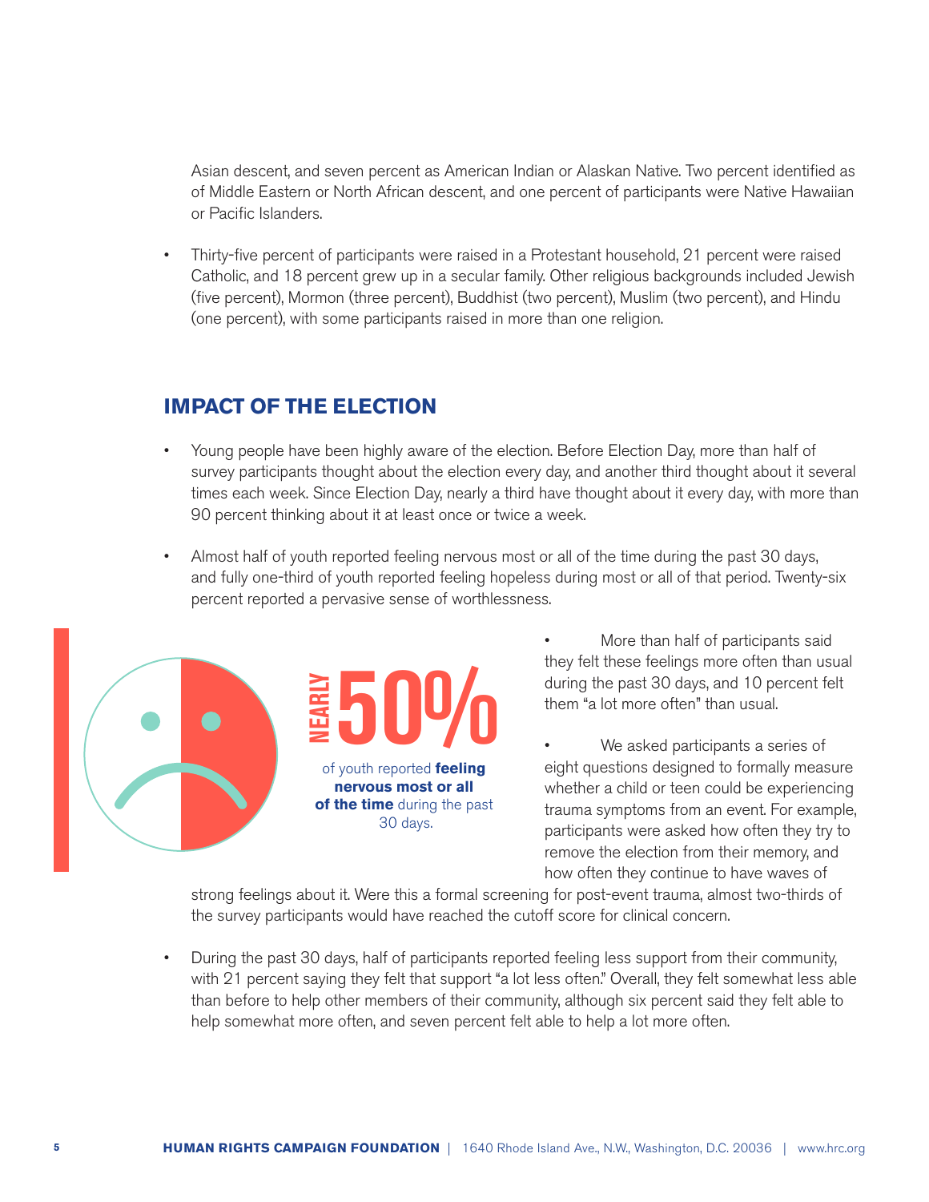Asian descent, and seven percent as American Indian or Alaskan Native. Two percent identified as of Middle Eastern or North African descent, and one percent of participants were Native Hawaiian or Pacific Islanders.

- Thirty-five percent of participants were raised in a Protestant household, 21 percent were raised Catholic, and 18 percent grew up in a secular family. Other religious backgrounds included Jewish (five percent), Mormon (three percent), Buddhist (two percent), Muslim (two percent), and Hindu (one percent), with some participants raised in more than one religion.

## IMPACT OF THE ELECTION

- Young people have been highly aware of the election. Before Election Day, more than half of survey participants thought about the election every day, and another third thought about it several times each week. Since Election Day, nearly a third have thought about it every day, with more than 90 percent thinking about it at least once or twice a week.

- Almost half of youth reported feeling nervous most or all of the time during the past 30 days, and fully one-third of youth reported feeling hopeless during most or all of that period. Twenty-six percent reported a pervasive sense of worthlessness.

NEARLY 50%

of youth reported **feeling nervous most or all of the time** during the past 30 days.

- More than half of participants said they felt these feelings more often than usual during the past 30 days, and 10 percent felt them "a lot more often" than usual.

- We asked participants a series of eight questions designed to formally measure whether a child or teen could be experiencing trauma symptoms from an event. For example, participants were asked how often they try to remove the election from their memory, and how often they continue to have waves of strong feelings about it. Were this a formal screening for post-event trauma, almost two-thirds of the survey participants would have reached the cutoff score for clinical concern.

- During the past 30 days, half of participants reported feeling less support from their community, with 21 percent saying they felt that support "a lot less often." Overall, they felt somewhat less able than before to help other members of their community, although six percent said they felt able to help somewhat more often, and seven percent felt able to help a lot more often.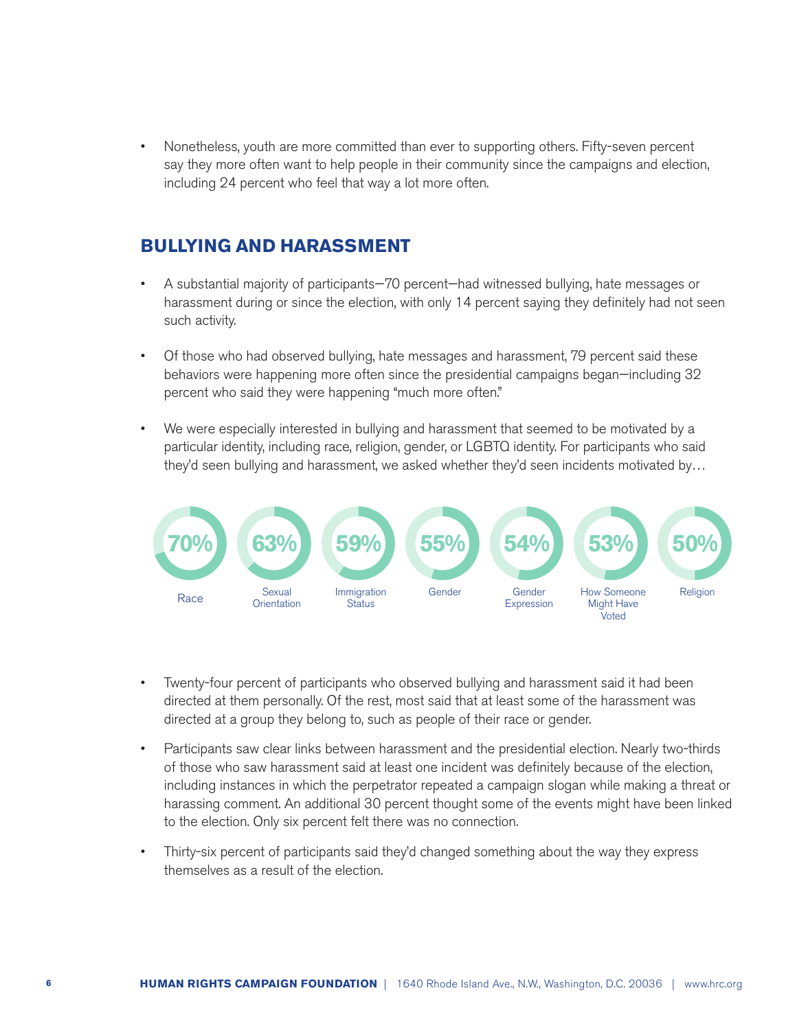- Nonetheless, youth are more committed than ever to supporting others. Fifty-seven percent say they more often want to help people in their community since the campaigns and election, including 24 percent who feel that way a lot more often.

## BULLYING AND HARASSMENT

- A substantial majority of participants—70 percent—had witnessed bullying, hate messages or harassment during or since the election, with only 14 percent saying they definitely had not seen such activity.
- Of those who had observed bullying, hate messages and harassment, 79 percent said these behaviors were happening more often since the presidential campaigns began—including 32 percent who said they were happening "much more often."
- We were especially interested in bullying and harassment that seemed to be motivated by a particular identity, including race, religion, gender, or LGBTQ identity. For participants who said they'd seen bullying and harassment, we asked whether they'd seen incidents motivated by…

| 70% | 63% | 59% | 55% | 54% | 53% | 50% |
|---|---|---|---|---|---|---|
| Race | Sexual Orientation | Immigration Status | Gender | Gender Expression | How Someone Might Have Voted | Religion |

- Twenty-four percent of participants who observed bullying and harassment said it had been directed at them personally. Of the rest, most said that at least some of the harassment was directed at a group they belong to, such as people of their race or gender.
- Participants saw clear links between harassment and the presidential election. Nearly two-thirds of those who saw harassment said at least one incident was definitely because of the election, including instances in which the perpetrator repeated a campaign slogan while making a threat or harassing comment. An additional 30 percent thought some of the events might have been linked to the election. Only six percent felt there was no connection.
- Thirty-six percent of participants said they'd changed something about the way they express themselves as a result of the election.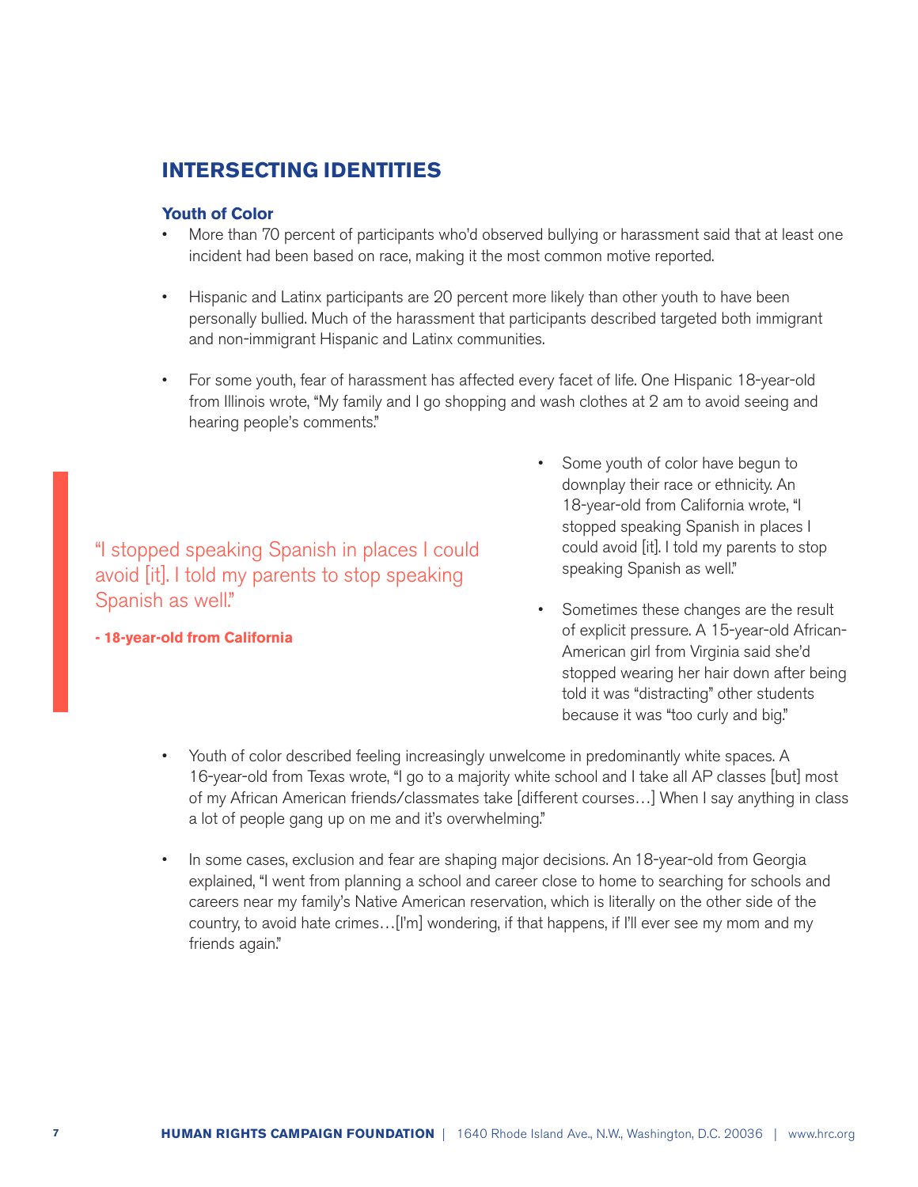## INTERSECTING IDENTITIES

### Youth of Color

- More than 70 percent of participants who'd observed bullying or harassment said that at least one incident had been based on race, making it the most common motive reported.
- Hispanic and Latinx participants are 20 percent more likely than other youth to have been personally bullied. Much of the harassment that participants described targeted both immigrant and non-immigrant Hispanic and Latinx communities.
- For some youth, fear of harassment has affected every facet of life. One Hispanic 18-year-old from Illinois wrote, "My family and I go shopping and wash clothes at 2 am to avoid seeing and hearing people's comments."

> "I stopped speaking Spanish in places I could avoid [it]. I told my parents to stop speaking Spanish as well."
>
> **- 18-year-old from California**

- Some youth of color have begun to downplay their race or ethnicity. An 18-year-old from California wrote, "I stopped speaking Spanish in places I could avoid [it]. I told my parents to stop speaking Spanish as well."
- Sometimes these changes are the result of explicit pressure. A 15-year-old African-American girl from Virginia said she'd stopped wearing her hair down after being told it was "distracting" other students because it was "too curly and big."
- Youth of color described feeling increasingly unwelcome in predominantly white spaces. A 16-year-old from Texas wrote, "I go to a majority white school and I take all AP classes [but] most of my African American friends/classmates take [different courses…] When I say anything in class a lot of people gang up on me and it's overwhelming."
- In some cases, exclusion and fear are shaping major decisions. An 18-year-old from Georgia explained, "I went from planning a school and career close to home to searching for schools and careers near my family's Native American reservation, which is literally on the other side of the country, to avoid hate crimes…[I'm] wondering, if that happens, if I'll ever see my mom and my friends again."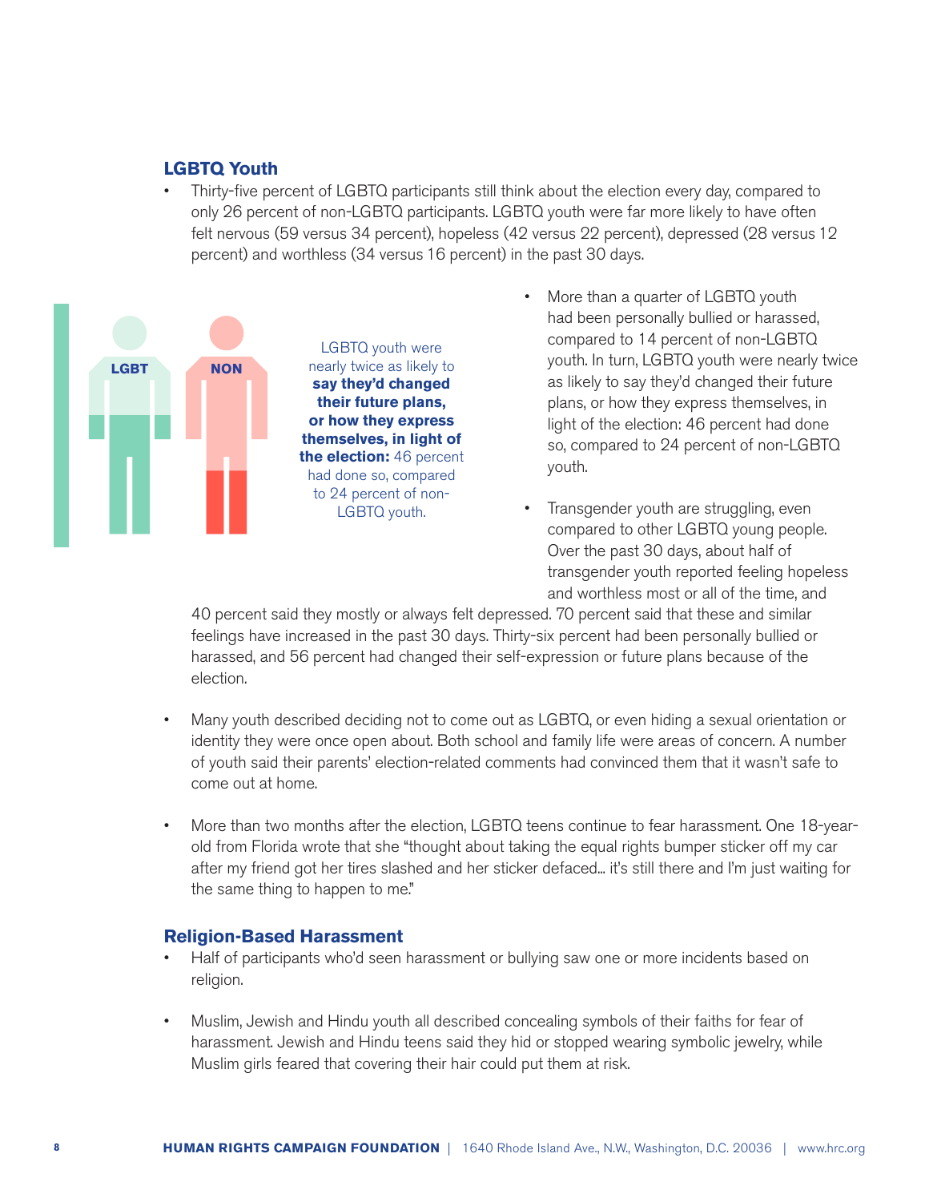## LGBTQ Youth

- Thirty-five percent of LGBTQ participants still think about the election every day, compared to only 26 percent of non-LGBTQ participants. LGBTQ youth were far more likely to have often felt nervous (59 versus 34 percent), hopeless (42 versus 22 percent), depressed (28 versus 12 percent) and worthless (34 versus 16 percent) in the past 30 days.

LGBT NON

LGBTQ youth were nearly twice as likely to **say they'd changed their future plans, or how they express themselves, in light of the election:** 46 percent had done so, compared to 24 percent of non-LGBTQ youth.

- More than a quarter of LGBTQ youth had been personally bullied or harassed, compared to 14 percent of non-LGBTQ youth. In turn, LGBTQ youth were nearly twice as likely to say they'd changed their future plans, or how they express themselves, in light of the election: 46 percent had done so, compared to 24 percent of non-LGBTQ youth.

- Transgender youth are struggling, even compared to other LGBTQ young people. Over the past 30 days, about half of transgender youth reported feeling hopeless and worthless most or all of the time, and 40 percent said they mostly or always felt depressed. 70 percent said that these and similar feelings have increased in the past 30 days. Thirty-six percent had been personally bullied or harassed, and 56 percent had changed their self-expression or future plans because of the election.

- Many youth described deciding not to come out as LGBTQ, or even hiding a sexual orientation or identity they were once open about. Both school and family life were areas of concern. A number of youth said their parents' election-related comments had convinced them that it wasn't safe to come out at home.

- More than two months after the election, LGBTQ teens continue to fear harassment. One 18-year-old from Florida wrote that she "thought about taking the equal rights bumper sticker off my car after my friend got her tires slashed and her sticker defaced... it's still there and I'm just waiting for the same thing to happen to me."

## Religion-Based Harassment

- Half of participants who'd seen harassment or bullying saw one or more incidents based on religion.

- Muslim, Jewish and Hindu youth all described concealing symbols of their faiths for fear of harassment. Jewish and Hindu teens said they hid or stopped wearing symbolic jewelry, while Muslim girls feared that covering their hair could put them at risk.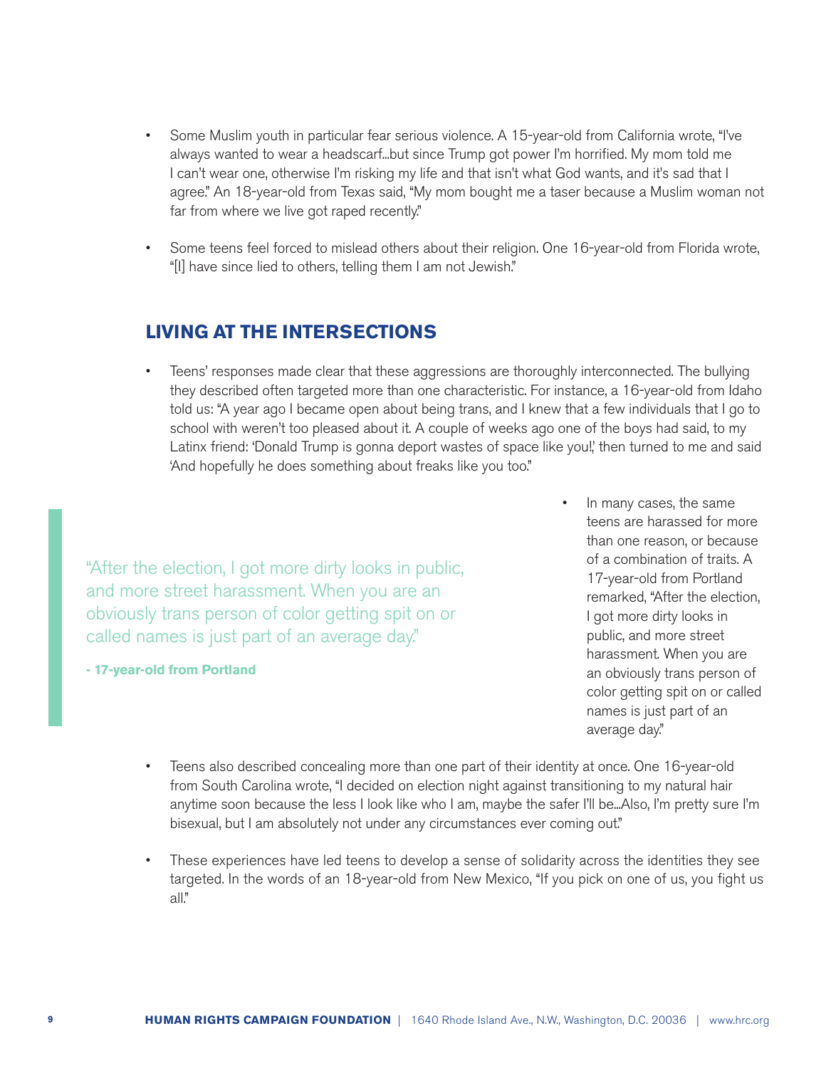- Some Muslim youth in particular fear serious violence. A 15-year-old from California wrote, "I've always wanted to wear a headscarf...but since Trump got power I'm horrified. My mom told me I can't wear one, otherwise I'm risking my life and that isn't what God wants, and it's sad that I agree." An 18-year-old from Texas said, "My mom bought me a taser because a Muslim woman not far from where we live got raped recently."

- Some teens feel forced to mislead others about their religion. One 16-year-old from Florida wrote, "[I] have since lied to others, telling them I am not Jewish."

## LIVING AT THE INTERSECTIONS

- Teens' responses made clear that these aggressions are thoroughly interconnected. The bullying they described often targeted more than one characteristic. For instance, a 16-year-old from Idaho told us: "A year ago I became open about being trans, and I knew that a few individuals that I go to school with weren't too pleased about it. A couple of weeks ago one of the boys had said, to my Latinx friend: 'Donald Trump is gonna deport wastes of space like you!,' then turned to me and said 'And hopefully he does something about freaks like you too."

> "After the election, I got more dirty looks in public, and more street harassment. When you are an obviously trans person of color getting spit on or called names is just part of an average day."
>
> **- 17-year-old from Portland**

- In many cases, the same teens are harassed for more than one reason, or because of a combination of traits. A 17-year-old from Portland remarked, "After the election, I got more dirty looks in public, and more street harassment. When you are an obviously trans person of color getting spit on or called names is just part of an average day."

- Teens also described concealing more than one part of their identity at once. One 16-year-old from South Carolina wrote, "I decided on election night against transitioning to my natural hair anytime soon because the less I look like who I am, maybe the safer I'll be...Also, I'm pretty sure I'm bisexual, but I am absolutely not under any circumstances ever coming out."

- These experiences have led teens to develop a sense of solidarity across the identities they see targeted. In the words of an 18-year-old from New Mexico, "If you pick on one of us, you fight us all."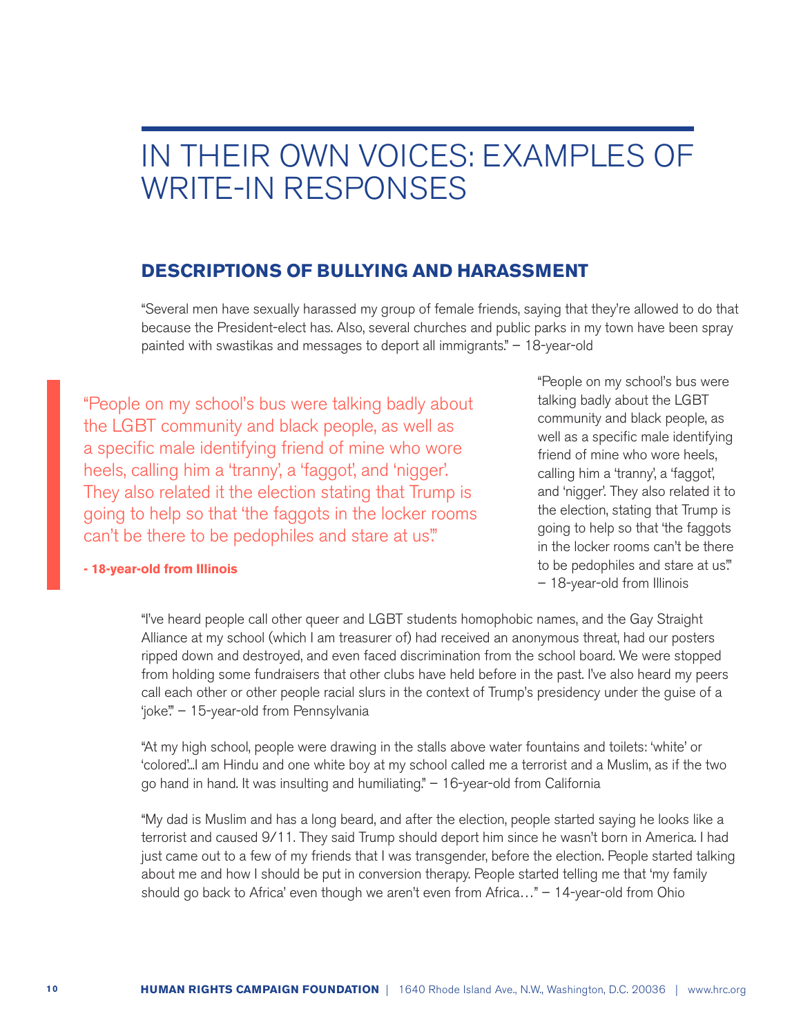# IN THEIR OWN VOICES: EXAMPLES OF WRITE-IN RESPONSES

## DESCRIPTIONS OF BULLYING AND HARASSMENT

"Several men have sexually harassed my group of female friends, saying that they're allowed to do that because the President-elect has. Also, several churches and public parks in my town have been spray painted with swastikas and messages to deport all immigrants." – 18-year-old

> "People on my school's bus were talking badly about the LGBT community and black people, as well as a specific male identifying friend of mine who wore heels, calling him a 'tranny', a 'faggot', and 'nigger'. They also related it the election stating that Trump is going to help so that 'the faggots in the locker rooms can't be there to be pedophiles and stare at us'."
>
> **- 18-year-old from Illinois**

"People on my school's bus were talking badly about the LGBT community and black people, as well as a specific male identifying friend of mine who wore heels, calling him a 'tranny', a 'faggot', and 'nigger'. They also related it to the election, stating that Trump is going to help so that 'the faggots in the locker rooms can't be there to be pedophiles and stare at us'." – 18-year-old from Illinois

"I've heard people call other queer and LGBT students homophobic names, and the Gay Straight Alliance at my school (which I am treasurer of) had received an anonymous threat, had our posters ripped down and destroyed, and even faced discrimination from the school board. We were stopped from holding some fundraisers that other clubs have held before in the past. I've also heard my peers call each other or other people racial slurs in the context of Trump's presidency under the guise of a 'joke'." – 15-year-old from Pennsylvania

"At my high school, people were drawing in the stalls above water fountains and toilets: 'white' or 'colored'...I am Hindu and one white boy at my school called me a terrorist and a Muslim, as if the two go hand in hand. It was insulting and humiliating." – 16-year-old from California

"My dad is Muslim and has a long beard, and after the election, people started saying he looks like a terrorist and caused 9/11. They said Trump should deport him since he wasn't born in America. I had just came out to a few of my friends that I was transgender, before the election. People started talking about me and how I should be put in conversion therapy. People started telling me that 'my family should go back to Africa' even though we aren't even from Africa…" – 14-year-old from Ohio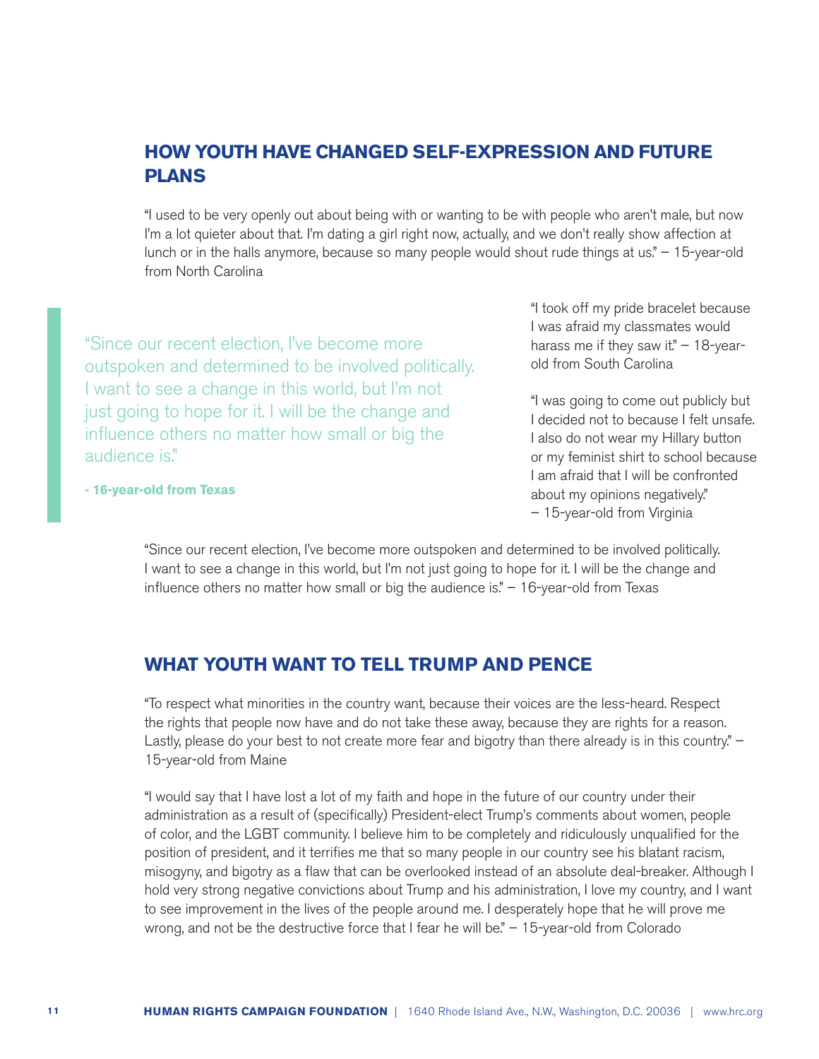## HOW YOUTH HAVE CHANGED SELF-EXPRESSION AND FUTURE PLANS

"I used to be very openly out about being with or wanting to be with people who aren't male, but now I'm a lot quieter about that. I'm dating a girl right now, actually, and we don't really show affection at lunch or in the halls anymore, because so many people would shout rude things at us." – 15-year-old from North Carolina

> "Since our recent election, I've become more outspoken and determined to be involved politically. I want to see a change in this world, but I'm not just going to hope for it. I will be the change and influence others no matter how small or big the audience is."
>
> **- 16-year-old from Texas**

"I took off my pride bracelet because I was afraid my classmates would harass me if they saw it." – 18-year-old from South Carolina

"I was going to come out publicly but I decided not to because I felt unsafe. I also do not wear my Hillary button or my feminist shirt to school because I am afraid that I will be confronted about my opinions negatively." – 15-year-old from Virginia

"Since our recent election, I've become more outspoken and determined to be involved politically. I want to see a change in this world, but I'm not just going to hope for it. I will be the change and influence others no matter how small or big the audience is." – 16-year-old from Texas

## WHAT YOUTH WANT TO TELL TRUMP AND PENCE

"To respect what minorities in the country want, because their voices are the less-heard. Respect the rights that people now have and do not take these away, because they are rights for a reason. Lastly, please do your best to not create more fear and bigotry than there already is in this country." – 15-year-old from Maine

"I would say that I have lost a lot of my faith and hope in the future of our country under their administration as a result of (specifically) President-elect Trump's comments about women, people of color, and the LGBT community. I believe him to be completely and ridiculously unqualified for the position of president, and it terrifies me that so many people in our country see his blatant racism, misogyny, and bigotry as a flaw that can be overlooked instead of an absolute deal-breaker. Although I hold very strong negative convictions about Trump and his administration, I love my country, and I want to see improvement in the lives of the people around me. I desperately hope that he will prove me wrong, and not be the destructive force that I fear he will be." – 15-year-old from Colorado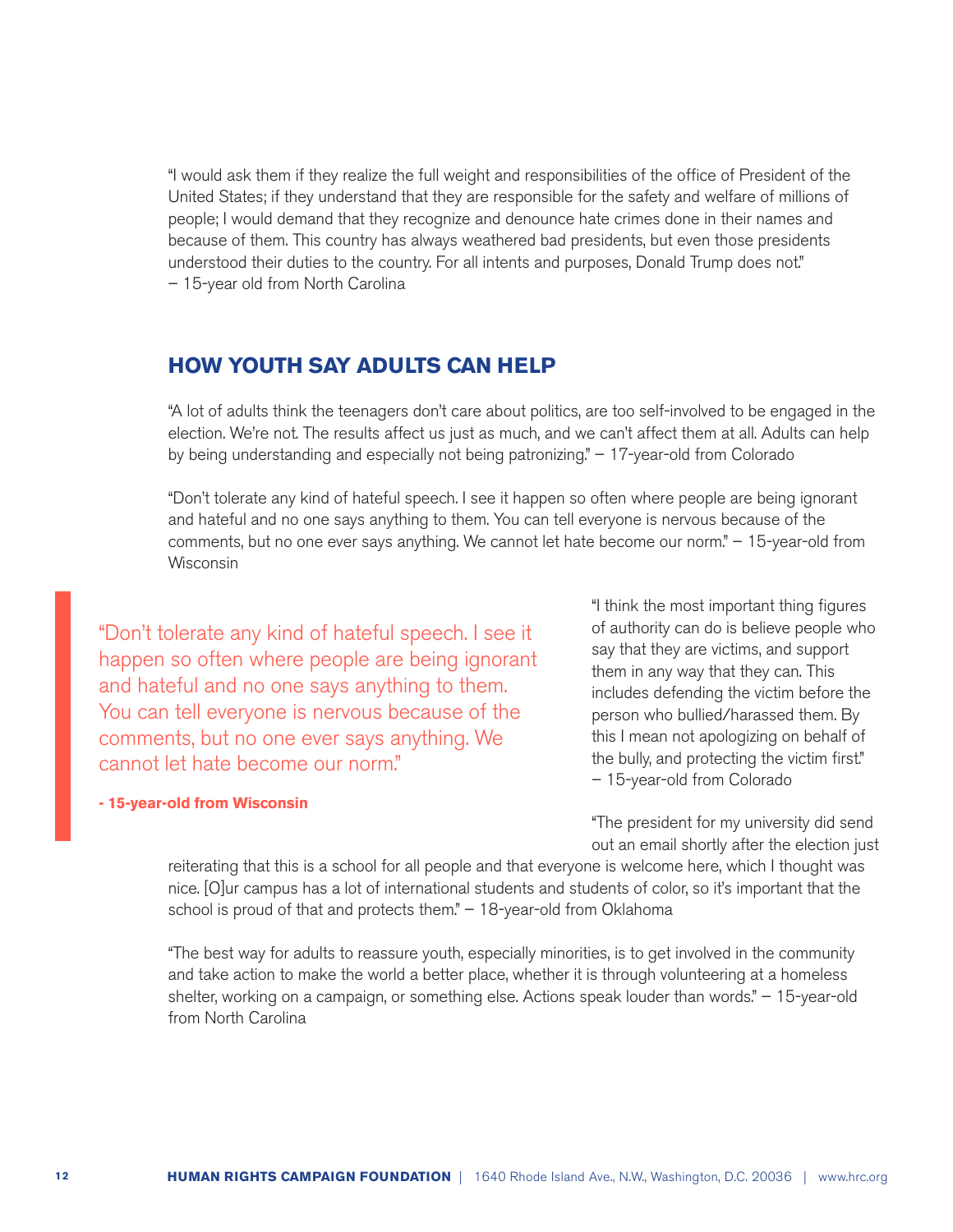"I would ask them if they realize the full weight and responsibilities of the office of President of the United States; if they understand that they are responsible for the safety and welfare of millions of people; I would demand that they recognize and denounce hate crimes done in their names and because of them. This country has always weathered bad presidents, but even those presidents understood their duties to the country. For all intents and purposes, Donald Trump does not."
– 15-year old from North Carolina

## HOW YOUTH SAY ADULTS CAN HELP

"A lot of adults think the teenagers don't care about politics, are too self-involved to be engaged in the election. We're not. The results affect us just as much, and we can't affect them at all. Adults can help by being understanding and especially not being patronizing." – 17-year-old from Colorado

"Don't tolerate any kind of hateful speech. I see it happen so often where people are being ignorant and hateful and no one says anything to them. You can tell everyone is nervous because of the comments, but no one ever says anything. We cannot let hate become our norm." – 15-year-old from Wisconsin

> "Don't tolerate any kind of hateful speech. I see it happen so often where people are being ignorant and hateful and no one says anything to them. You can tell everyone is nervous because of the comments, but no one ever says anything. We cannot let hate become our norm."
>
> **- 15-year-old from Wisconsin**

"I think the most important thing figures of authority can do is believe people who say that they are victims, and support them in any way that they can. This includes defending the victim before the person who bullied/harassed them. By this I mean not apologizing on behalf of the bully, and protecting the victim first."
– 15-year-old from Colorado

"The president for my university did send out an email shortly after the election just reiterating that this is a school for all people and that everyone is welcome here, which I thought was nice. [O]ur campus has a lot of international students and students of color, so it's important that the school is proud of that and protects them." – 18-year-old from Oklahoma

"The best way for adults to reassure youth, especially minorities, is to get involved in the community and take action to make the world a better place, whether it is through volunteering at a homeless shelter, working on a campaign, or something else. Actions speak louder than words." – 15-year-old from North Carolina